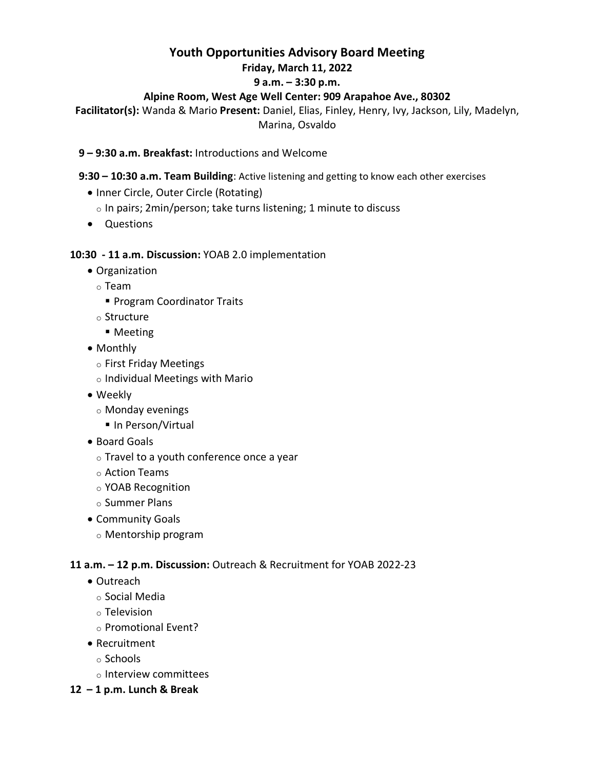# Youth Opportunities Advisory Board Meeting

**Friday, March 11, 2022**

**9 a.m. – 3:30 p.m.**

**Alpine Room, West Age Well Center: 909 Arapahoe Ave., 80302**

**Facilitator(s):** Wanda & Mario **Present:** Daniel, Elias, Finley, Henry, Ivy, Jackson, Lily, Madelyn, Marina, Osvaldo

**9 – 9:30 a.m. Breakfast:** Introductions and Welcome

**9:30 – 10:30 a.m. Team Building**: Active listening and getting to know each other exercises

- Inner Circle, Outer Circle (Rotating)
  - In pairs; 2min/person; take turns listening; 1 minute to discuss
- Questions

**10:30 - 11 a.m. Discussion:** YOAB 2.0 implementation

- Organization
  - Team
    - Program Coordinator Traits
  - Structure
    - Meeting
- Monthly
  - First Friday Meetings
  - Individual Meetings with Mario
- Weekly
  - Monday evenings
    - In Person/Virtual
- Board Goals
  - Travel to a youth conference once a year
  - Action Teams
  - YOAB Recognition
  - Summer Plans
- Community Goals
  - Mentorship program

**11 a.m. – 12 p.m. Discussion:** Outreach & Recruitment for YOAB 2022-23

- Outreach
  - Social Media
  - Television
  - Promotional Event?
- Recruitment
  - Schools
  - Interview committees

**12 – 1 p.m. Lunch & Break**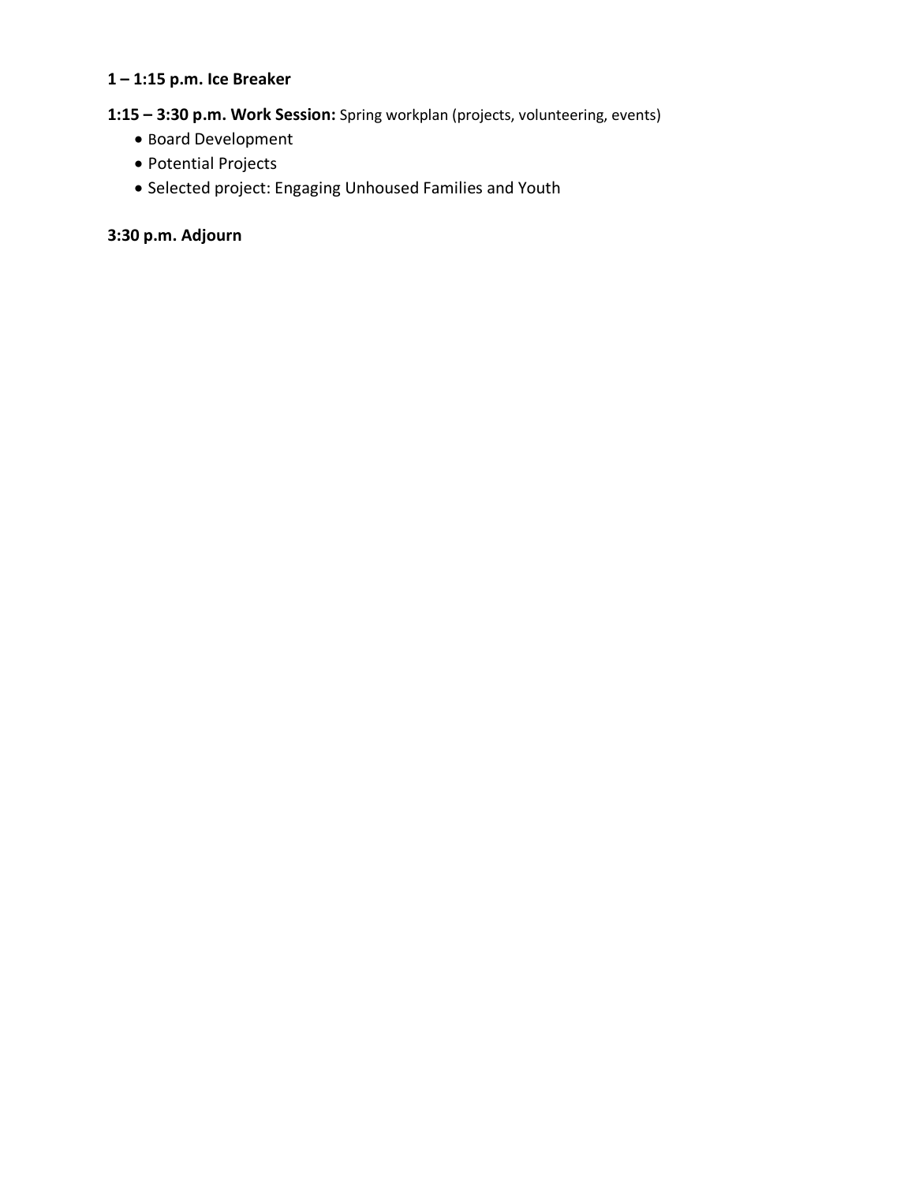**1 – 1:15 p.m. Ice Breaker**

**1:15 – 3:30 p.m. Work Session:** Spring workplan (projects, volunteering, events)

- Board Development
- Potential Projects
- Selected project: Engaging Unhoused Families and Youth

**3:30 p.m. Adjourn**